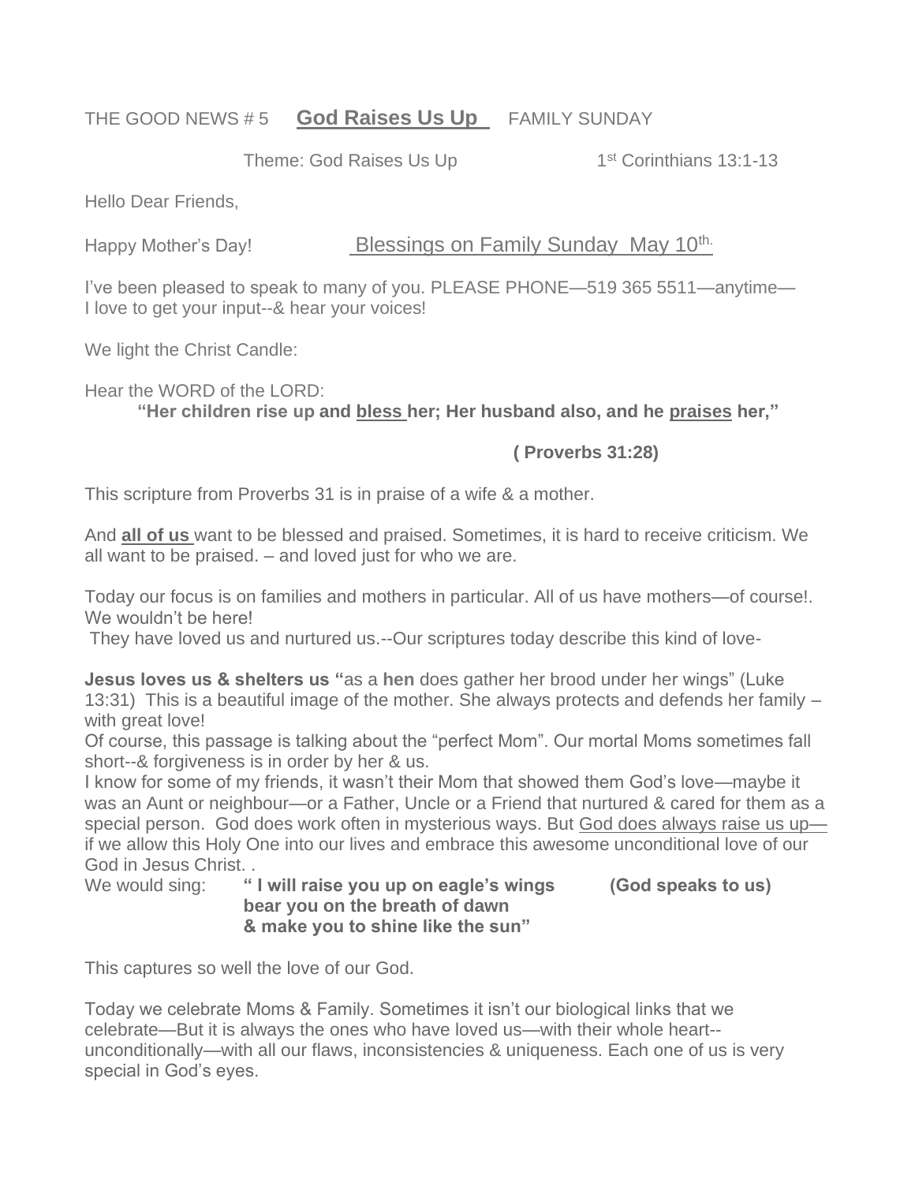THE GOOD NEWS # 5 **God Raises Us Up** FAMILY SUNDAY

Theme: God Raises Us Up 1st Corinthians 13:1-13

Hello Dear Friends,

Happy Mother's Day! Blessings on Family Sunday May 10th.

I've been pleased to speak to many of you. PLEASE PHONE—519 365 5511—anytime—
I love to get your input--& hear your voices!

We light the Christ Candle:

Hear the WORD of the LORD:

**"Her children rise up and bless her; Her husband also, and he praises her,"**

**( Proverbs 31:28)**

This scripture from Proverbs 31 is in praise of a wife & a mother.

And **all of us** want to be blessed and praised. Sometimes, it is hard to receive criticism. We all want to be praised. – and loved just for who we are.

Today our focus is on families and mothers in particular. All of us have mothers—of course!. We wouldn't be here!
They have loved us and nurtured us.--Our scriptures today describe this kind of love-

**Jesus loves us & shelters us "**as a **hen** does gather her brood under her wings" (Luke 13:31) This is a beautiful image of the mother. She always protects and defends her family – with great love!
Of course, this passage is talking about the "perfect Mom". Our mortal Moms sometimes fall short--& forgiveness is in order by her & us.
I know for some of my friends, it wasn't their Mom that showed them God's love—maybe it was an Aunt or neighbour—or a Father, Uncle or a Friend that nurtured & cared for them as a special person. God does work often in mysterious ways. But God does always raise us up— if we allow this Holy One into our lives and embrace this awesome unconditional love of our God in Jesus Christ. .

We would sing: **" I will raise you up on eagle's wings (God speaks to us)**
**bear you on the breath of dawn**
**& make you to shine like the sun"**

This captures so well the love of our God.

Today we celebrate Moms & Family. Sometimes it isn't our biological links that we celebrate—But it is always the ones who have loved us—with their whole heart--unconditionally—with all our flaws, inconsistencies & uniqueness. Each one of us is very special in God's eyes.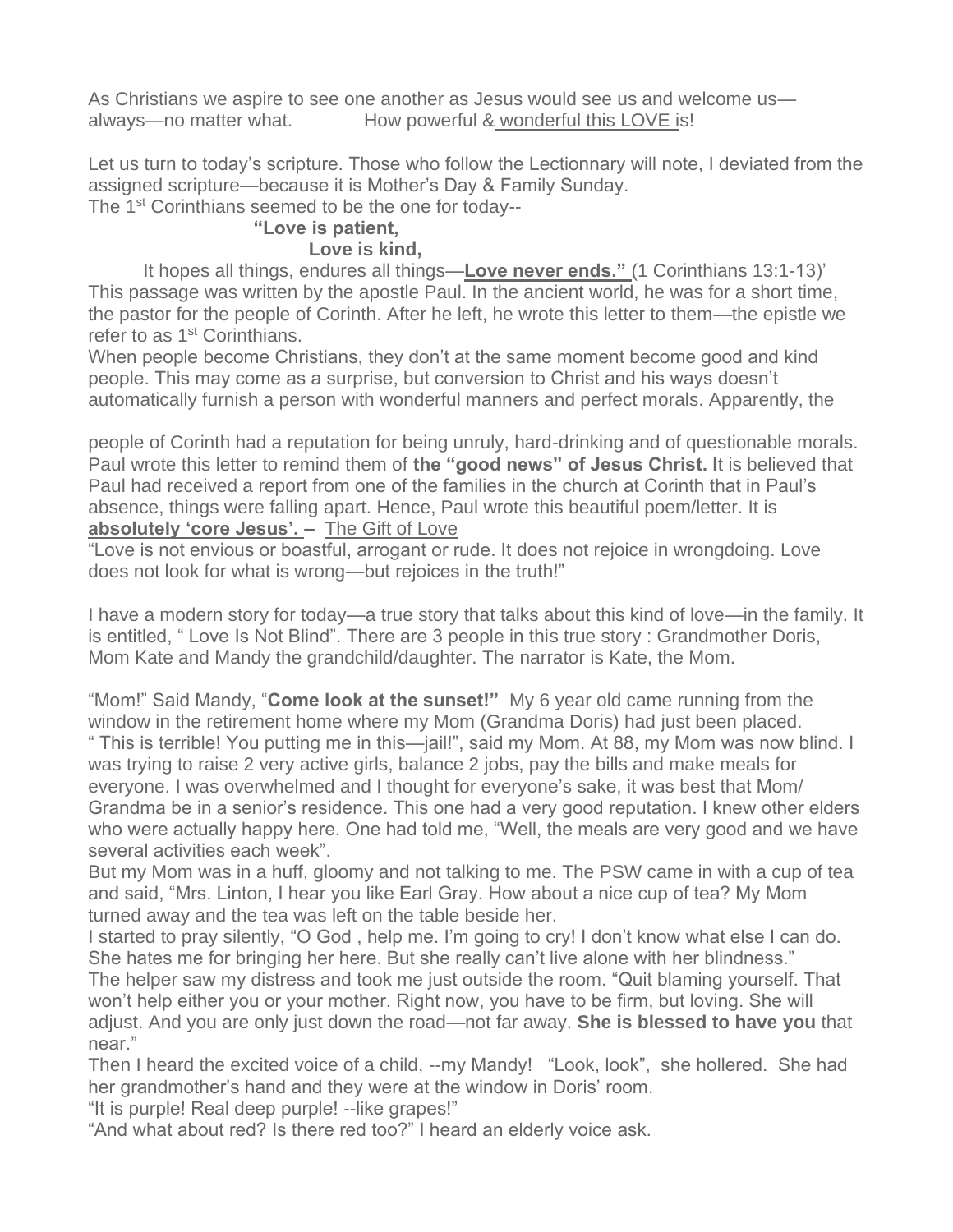As Christians we aspire to see one another as Jesus would see us and welcome us—always—no matter what. How powerful & wonderful this LOVE is!

Let us turn to today's scripture. Those who follow the Lectionnary will note, I deviated from the assigned scripture—because it is Mother's Day & Family Sunday.
The 1st Corinthians seemed to be the one for today--

**"Love is patient,**
**Love is kind,**

It hopes all things, endures all things—**Love never ends."** (1 Corinthians 13:1-13)'
This passage was written by the apostle Paul. In the ancient world, he was for a short time, the pastor for the people of Corinth. After he left, he wrote this letter to them—the epistle we refer to as 1st Corinthians.
When people become Christians, they don't at the same moment become good and kind people. This may come as a surprise, but conversion to Christ and his ways doesn't automatically furnish a person with wonderful manners and perfect morals. Apparently, the

people of Corinth had a reputation for being unruly, hard-drinking and of questionable morals. Paul wrote this letter to remind them of **the "good news" of Jesus Christ. I**t is believed that Paul had received a report from one of the families in the church at Corinth that in Paul's absence, things were falling apart. Hence, Paul wrote this beautiful poem/letter. It is **absolutely 'core Jesus'. –** The Gift of Love
"Love is not envious or boastful, arrogant or rude. It does not rejoice in wrongdoing. Love does not look for what is wrong—but rejoices in the truth!"

I have a modern story for today—a true story that talks about this kind of love—in the family. It is entitled, " Love Is Not Blind". There are 3 people in this true story : Grandmother Doris, Mom Kate and Mandy the grandchild/daughter. The narrator is Kate, the Mom.

"Mom!" Said Mandy, "**Come look at the sunset!"** My 6 year old came running from the window in the retirement home where my Mom (Grandma Doris) had just been placed.
" This is terrible! You putting me in this—jail!", said my Mom. At 88, my Mom was now blind. I was trying to raise 2 very active girls, balance 2 jobs, pay the bills and make meals for everyone. I was overwhelmed and I thought for everyone's sake, it was best that Mom/ Grandma be in a senior's residence. This one had a very good reputation. I knew other elders who were actually happy here. One had told me, "Well, the meals are very good and we have several activities each week".
But my Mom was in a huff, gloomy and not talking to me. The PSW came in with a cup of tea and said, "Mrs. Linton, I hear you like Earl Gray. How about a nice cup of tea? My Mom turned away and the tea was left on the table beside her.
I started to pray silently, "O God , help me. I'm going to cry! I don't know what else I can do. She hates me for bringing her here. But she really can't live alone with her blindness."
The helper saw my distress and took me just outside the room. "Quit blaming yourself. That won't help either you or your mother. Right now, you have to be firm, but loving. She will adjust. And you are only just down the road—not far away. **She is blessed to have you** that near."
Then I heard the excited voice of a child, --my Mandy! "Look, look", she hollered. She had her grandmother's hand and they were at the window in Doris' room.
"It is purple! Real deep purple! --like grapes!"
"And what about red? Is there red too?" I heard an elderly voice ask.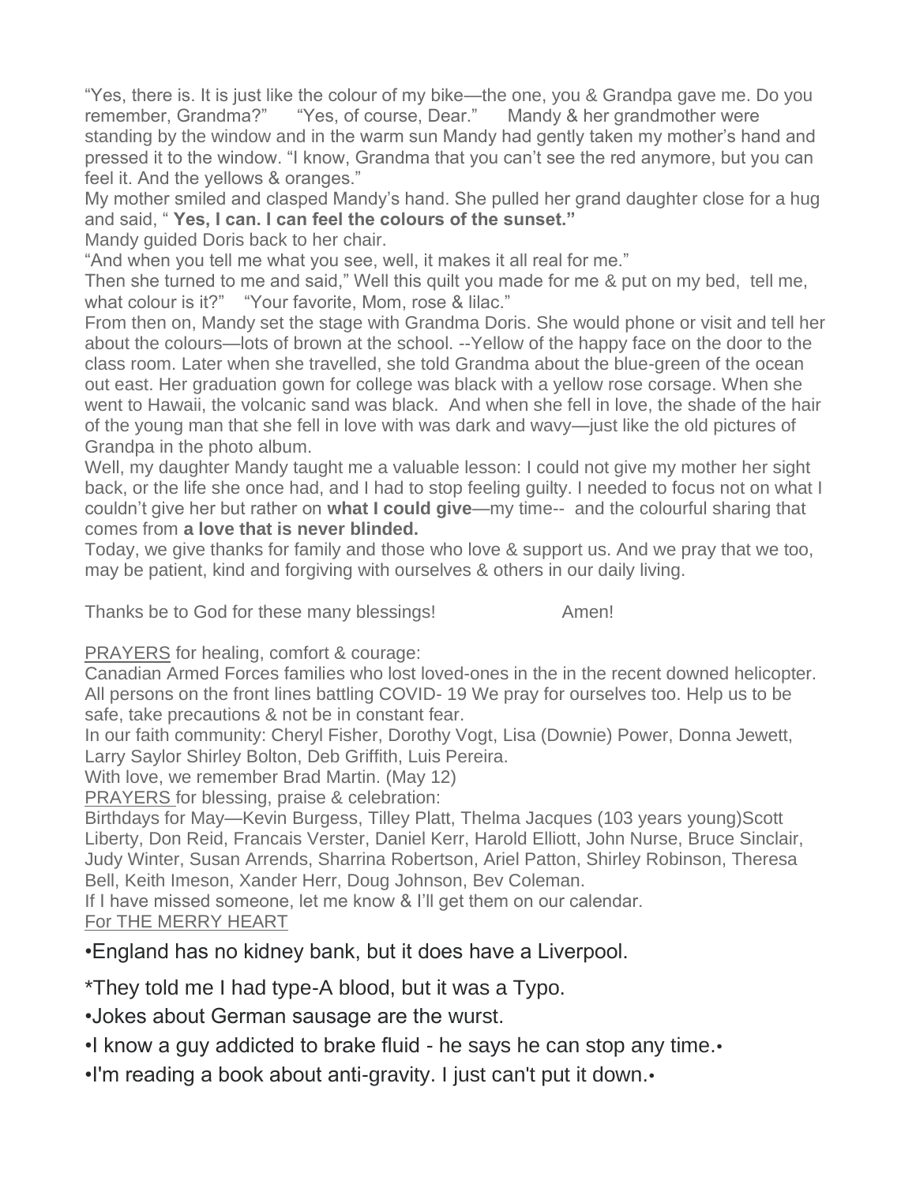"Yes, there is. It is just like the colour of my bike—the one, you & Grandpa gave me. Do you remember, Grandma?" "Yes, of course, Dear." Mandy & her grandmother were standing by the window and in the warm sun Mandy had gently taken my mother's hand and pressed it to the window. "I know, Grandma that you can't see the red anymore, but you can feel it. And the yellows & oranges."

My mother smiled and clasped Mandy's hand. She pulled her grand daughter close for a hug and said, " **Yes, I can. I can feel the colours of the sunset."**

Mandy guided Doris back to her chair.

"And when you tell me what you see, well, it makes it all real for me."

Then she turned to me and said," Well this quilt you made for me & put on my bed, tell me, what colour is it?" "Your favorite, Mom, rose & lilac."

From then on, Mandy set the stage with Grandma Doris. She would phone or visit and tell her about the colours—lots of brown at the school. --Yellow of the happy face on the door to the class room. Later when she travelled, she told Grandma about the blue-green of the ocean out east. Her graduation gown for college was black with a yellow rose corsage. When she went to Hawaii, the volcanic sand was black. And when she fell in love, the shade of the hair of the young man that she fell in love with was dark and wavy—just like the old pictures of Grandpa in the photo album.

Well, my daughter Mandy taught me a valuable lesson: I could not give my mother her sight back, or the life she once had, and I had to stop feeling guilty. I needed to focus not on what I couldn't give her but rather on **what I could give**—my time-- and the colourful sharing that comes from **a love that is never blinded.**

Today, we give thanks for family and those who love & support us. And we pray that we too, may be patient, kind and forgiving with ourselves & others in our daily living.

Thanks be to God for these many blessings! Amen!

PRAYERS for healing, comfort & courage:

Canadian Armed Forces families who lost loved-ones in the in the recent downed helicopter. All persons on the front lines battling COVID- 19 We pray for ourselves too. Help us to be safe, take precautions & not be in constant fear.

In our faith community: Cheryl Fisher, Dorothy Vogt, Lisa (Downie) Power, Donna Jewett, Larry Saylor Shirley Bolton, Deb Griffith, Luis Pereira.

With love, we remember Brad Martin. (May 12)

PRAYERS for blessing, praise & celebration:

Birthdays for May—Kevin Burgess, Tilley Platt, Thelma Jacques (103 years young)Scott Liberty, Don Reid, Francais Verster, Daniel Kerr, Harold Elliott, John Nurse, Bruce Sinclair, Judy Winter, Susan Arrends, Sharrina Robertson, Ariel Patton, Shirley Robinson, Theresa Bell, Keith Imeson, Xander Herr, Doug Johnson, Bev Coleman.

If I have missed someone, let me know & I'll get them on our calendar.

For THE MERRY HEART

•England has no kidney bank, but it does have a Liverpool.

*They told me I had type-A blood, but it was a Typo.

•Jokes about German sausage are the wurst.

•I know a guy addicted to brake fluid - he says he can stop any time.•

•I'm reading a book about anti-gravity. I just can't put it down.•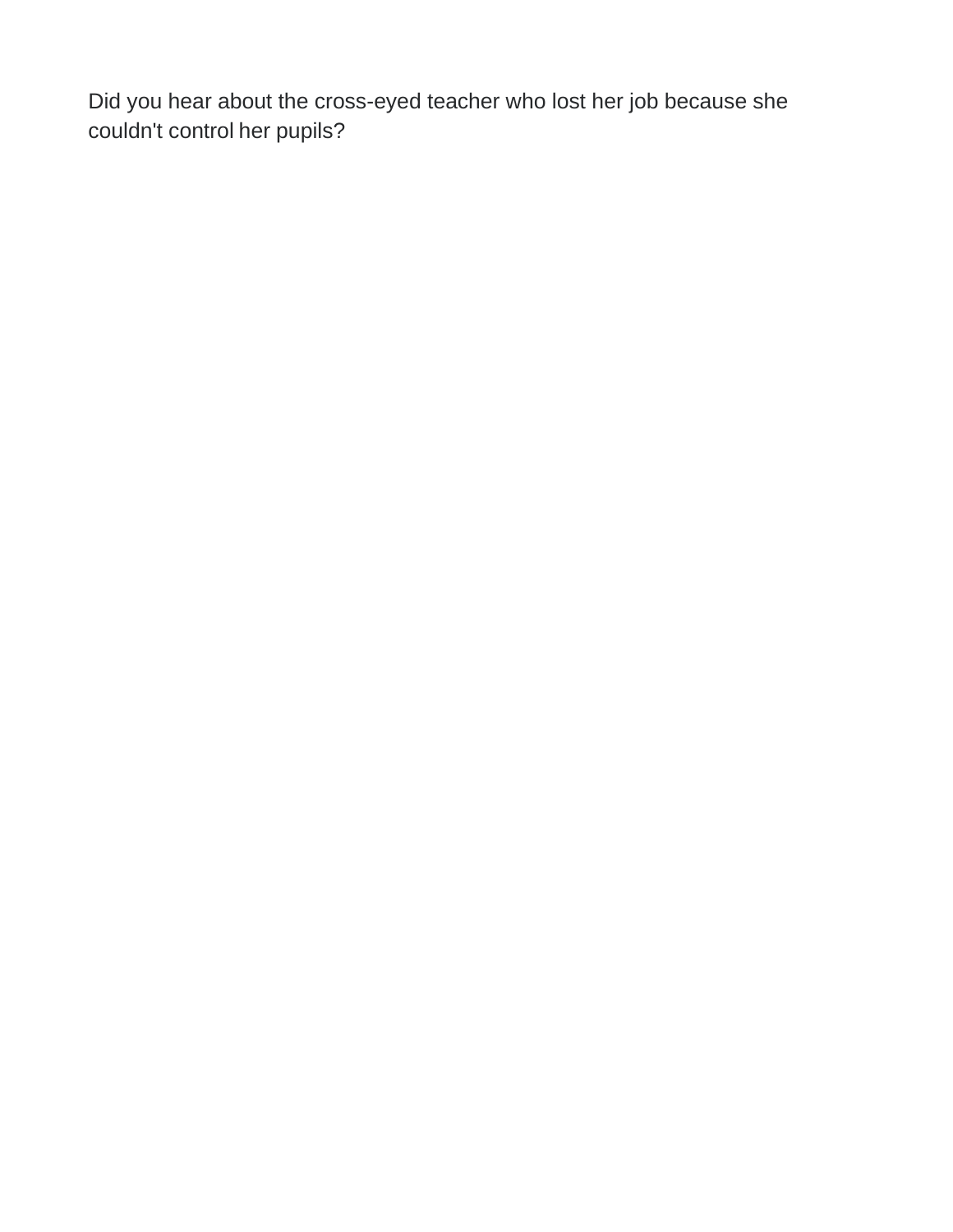Did you hear about the cross-eyed teacher who lost her job because she couldn't control her pupils?